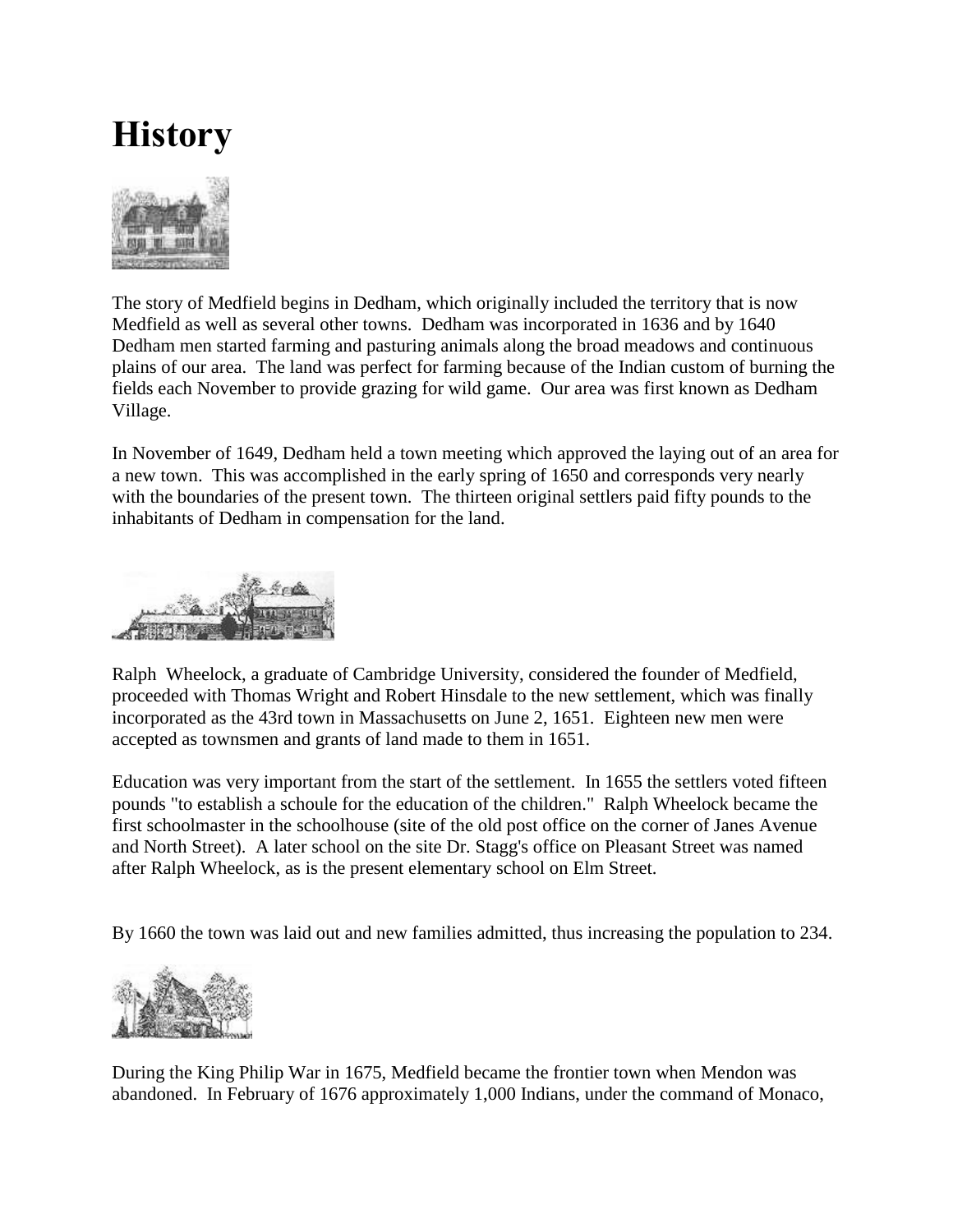# History

The story of Medfield begins in Dedham, which originally included the territory that is now Medfield as well as several other towns. Dedham was incorporated in 1636 and by 1640 Dedham men started farming and pasturing animals along the broad meadows and continuous plains of our area. The land was perfect for farming because of the Indian custom of burning the fields each November to provide grazing for wild game. Our area was first known as Dedham Village.

In November of 1649, Dedham held a town meeting which approved the laying out of an area for a new town. This was accomplished in the early spring of 1650 and corresponds very nearly with the boundaries of the present town. The thirteen original settlers paid fifty pounds to the inhabitants of Dedham in compensation for the land.

Ralph Wheelock, a graduate of Cambridge University, considered the founder of Medfield, proceeded with Thomas Wright and Robert Hinsdale to the new settlement, which was finally incorporated as the 43rd town in Massachusetts on June 2, 1651. Eighteen new men were accepted as townsmen and grants of land made to them in 1651.

Education was very important from the start of the settlement. In 1655 the settlers voted fifteen pounds "to establish a schoule for the education of the children." Ralph Wheelock became the first schoolmaster in the schoolhouse (site of the old post office on the corner of Janes Avenue and North Street). A later school on the site Dr. Stagg's office on Pleasant Street was named after Ralph Wheelock, as is the present elementary school on Elm Street.

By 1660 the town was laid out and new families admitted, thus increasing the population to 234.

During the King Philip War in 1675, Medfield became the frontier town when Mendon was abandoned. In February of 1676 approximately 1,000 Indians, under the command of Monaco,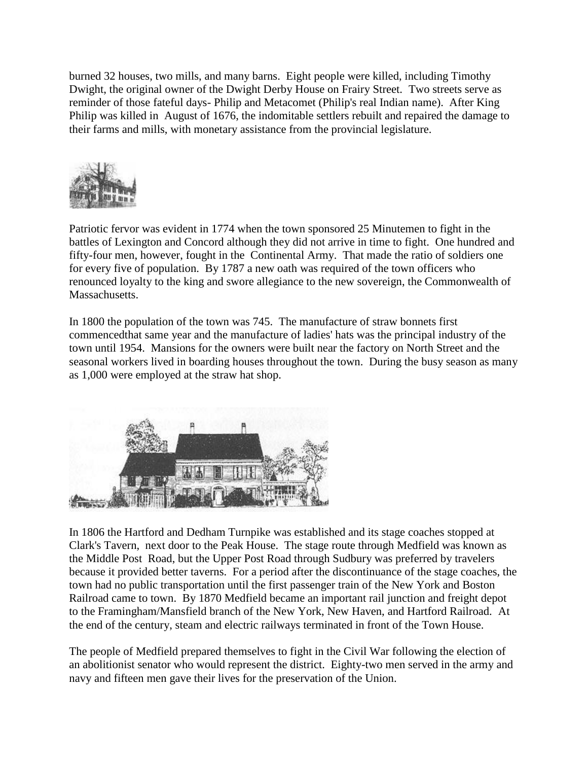burned 32 houses, two mills, and many barns. Eight people were killed, including Timothy Dwight, the original owner of the Dwight Derby House on Frairy Street. Two streets serve as reminder of those fateful days- Philip and Metacomet (Philip's real Indian name). After King Philip was killed in August of 1676, the indomitable settlers rebuilt and repaired the damage to their farms and mills, with monetary assistance from the provincial legislature.

Patriotic fervor was evident in 1774 when the town sponsored 25 Minutemen to fight in the battles of Lexington and Concord although they did not arrive in time to fight. One hundred and fifty-four men, however, fought in the Continental Army. That made the ratio of soldiers one for every five of population. By 1787 a new oath was required of the town officers who renounced loyalty to the king and swore allegiance to the new sovereign, the Commonwealth of Massachusetts.

In 1800 the population of the town was 745. The manufacture of straw bonnets first commencedthat same year and the manufacture of ladies' hats was the principal industry of the town until 1954. Mansions for the owners were built near the factory on North Street and the seasonal workers lived in boarding houses throughout the town. During the busy season as many as 1,000 were employed at the straw hat shop.

In 1806 the Hartford and Dedham Turnpike was established and its stage coaches stopped at Clark's Tavern, next door to the Peak House. The stage route through Medfield was known as the Middle Post Road, but the Upper Post Road through Sudbury was preferred by travelers because it provided better taverns. For a period after the discontinuance of the stage coaches, the town had no public transportation until the first passenger train of the New York and Boston Railroad came to town. By 1870 Medfield became an important rail junction and freight depot to the Framingham/Mansfield branch of the New York, New Haven, and Hartford Railroad. At the end of the century, steam and electric railways terminated in front of the Town House.

The people of Medfield prepared themselves to fight in the Civil War following the election of an abolitionist senator who would represent the district. Eighty-two men served in the army and navy and fifteen men gave their lives for the preservation of the Union.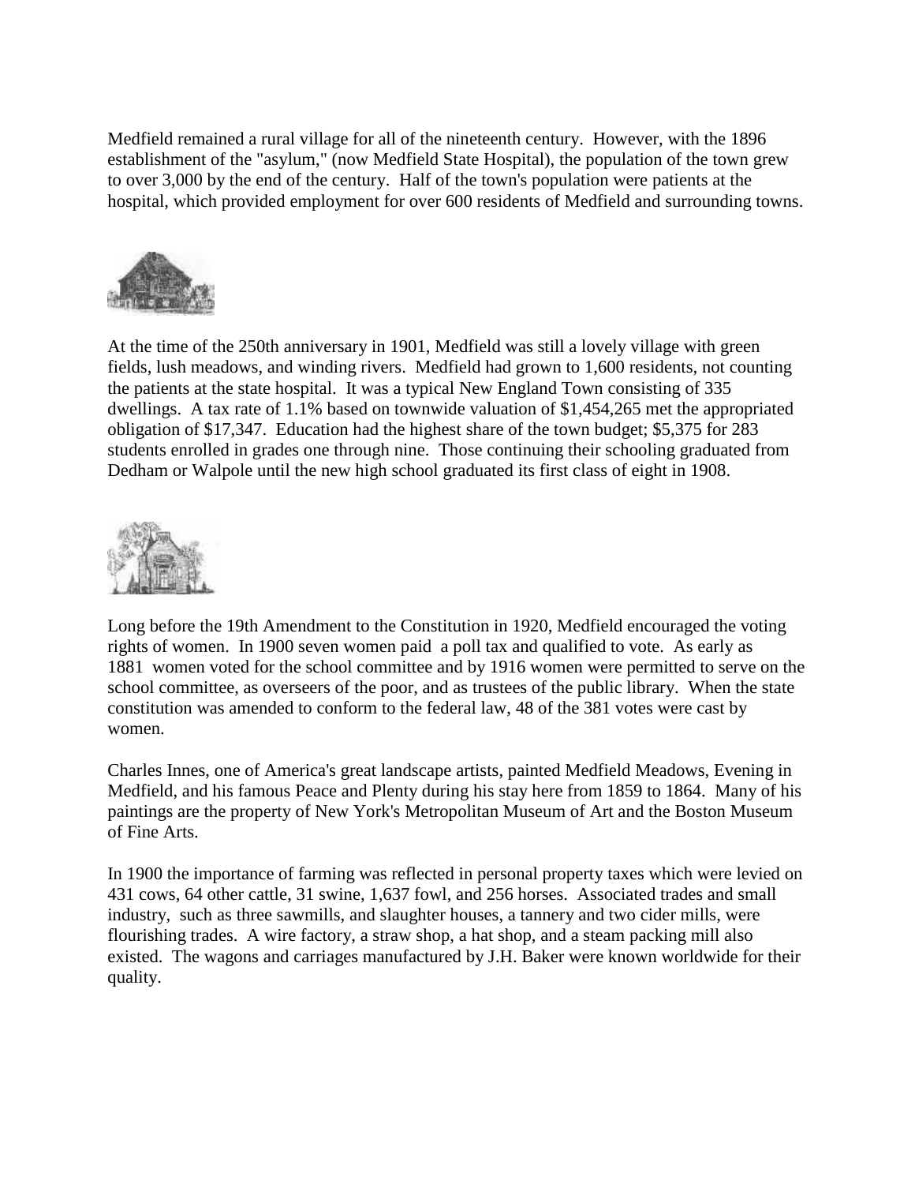Medfield remained a rural village for all of the nineteenth century. However, with the 1896 establishment of the "asylum," (now Medfield State Hospital), the population of the town grew to over 3,000 by the end of the century. Half of the town's population were patients at the hospital, which provided employment for over 600 residents of Medfield and surrounding towns.

At the time of the 250th anniversary in 1901, Medfield was still a lovely village with green fields, lush meadows, and winding rivers. Medfield had grown to 1,600 residents, not counting the patients at the state hospital. It was a typical New England Town consisting of 335 dwellings. A tax rate of 1.1% based on townwide valuation of $1,454,265 met the appropriated obligation of $17,347. Education had the highest share of the town budget; $5,375 for 283 students enrolled in grades one through nine. Those continuing their schooling graduated from Dedham or Walpole until the new high school graduated its first class of eight in 1908.

Long before the 19th Amendment to the Constitution in 1920, Medfield encouraged the voting rights of women. In 1900 seven women paid a poll tax and qualified to vote. As early as 1881 women voted for the school committee and by 1916 women were permitted to serve on the school committee, as overseers of the poor, and as trustees of the public library. When the state constitution was amended to conform to the federal law, 48 of the 381 votes were cast by women.

Charles Innes, one of America's great landscape artists, painted Medfield Meadows, Evening in Medfield, and his famous Peace and Plenty during his stay here from 1859 to 1864. Many of his paintings are the property of New York's Metropolitan Museum of Art and the Boston Museum of Fine Arts.

In 1900 the importance of farming was reflected in personal property taxes which were levied on 431 cows, 64 other cattle, 31 swine, 1,637 fowl, and 256 horses. Associated trades and small industry, such as three sawmills, and slaughter houses, a tannery and two cider mills, were flourishing trades. A wire factory, a straw shop, a hat shop, and a steam packing mill also existed. The wagons and carriages manufactured by J.H. Baker were known worldwide for their quality.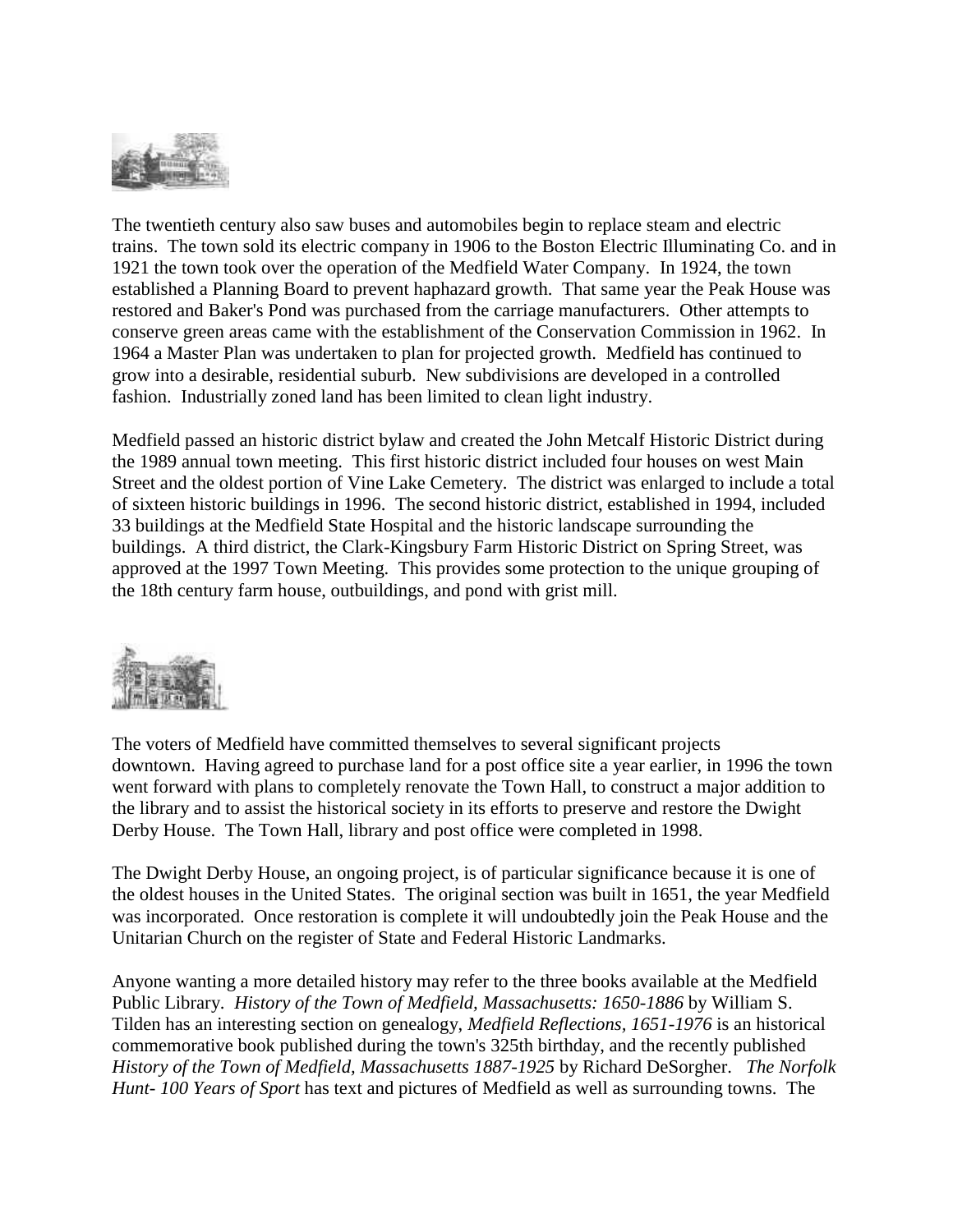The twentieth century also saw buses and automobiles begin to replace steam and electric trains. The town sold its electric company in 1906 to the Boston Electric Illuminating Co. and in 1921 the town took over the operation of the Medfield Water Company. In 1924, the town established a Planning Board to prevent haphazard growth. That same year the Peak House was restored and Baker's Pond was purchased from the carriage manufacturers. Other attempts to conserve green areas came with the establishment of the Conservation Commission in 1962. In 1964 a Master Plan was undertaken to plan for projected growth. Medfield has continued to grow into a desirable, residential suburb. New subdivisions are developed in a controlled fashion. Industrially zoned land has been limited to clean light industry.

Medfield passed an historic district bylaw and created the John Metcalf Historic District during the 1989 annual town meeting. This first historic district included four houses on west Main Street and the oldest portion of Vine Lake Cemetery. The district was enlarged to include a total of sixteen historic buildings in 1996. The second historic district, established in 1994, included 33 buildings at the Medfield State Hospital and the historic landscape surrounding the buildings. A third district, the Clark-Kingsbury Farm Historic District on Spring Street, was approved at the 1997 Town Meeting. This provides some protection to the unique grouping of the 18th century farm house, outbuildings, and pond with grist mill.

The voters of Medfield have committed themselves to several significant projects downtown. Having agreed to purchase land for a post office site a year earlier, in 1996 the town went forward with plans to completely renovate the Town Hall, to construct a major addition to the library and to assist the historical society in its efforts to preserve and restore the Dwight Derby House. The Town Hall, library and post office were completed in 1998.

The Dwight Derby House, an ongoing project, is of particular significance because it is one of the oldest houses in the United States. The original section was built in 1651, the year Medfield was incorporated. Once restoration is complete it will undoubtedly join the Peak House and the Unitarian Church on the register of State and Federal Historic Landmarks.

Anyone wanting a more detailed history may refer to the three books available at the Medfield Public Library. *History of the Town of Medfield, Massachusetts: 1650-1886* by William S. Tilden has an interesting section on genealogy, *Medfield Reflections, 1651-1976* is an historical commemorative book published during the town's 325th birthday, and the recently published *History of the Town of Medfield, Massachusetts 1887-1925* by Richard DeSorgher. *The Norfolk Hunt- 100 Years of Sport* has text and pictures of Medfield as well as surrounding towns. The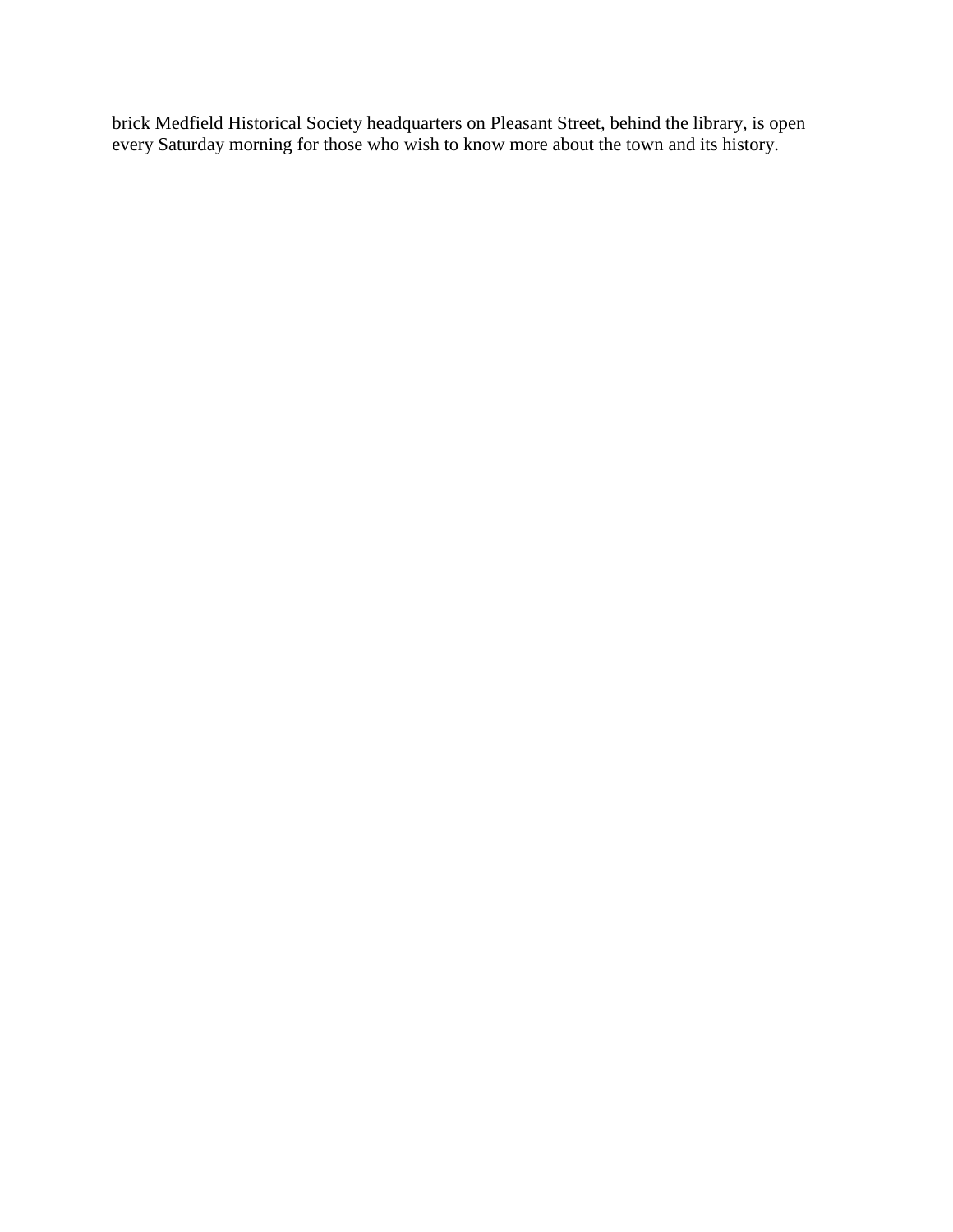brick Medfield Historical Society headquarters on Pleasant Street, behind the library, is open every Saturday morning for those who wish to know more about the town and its history.